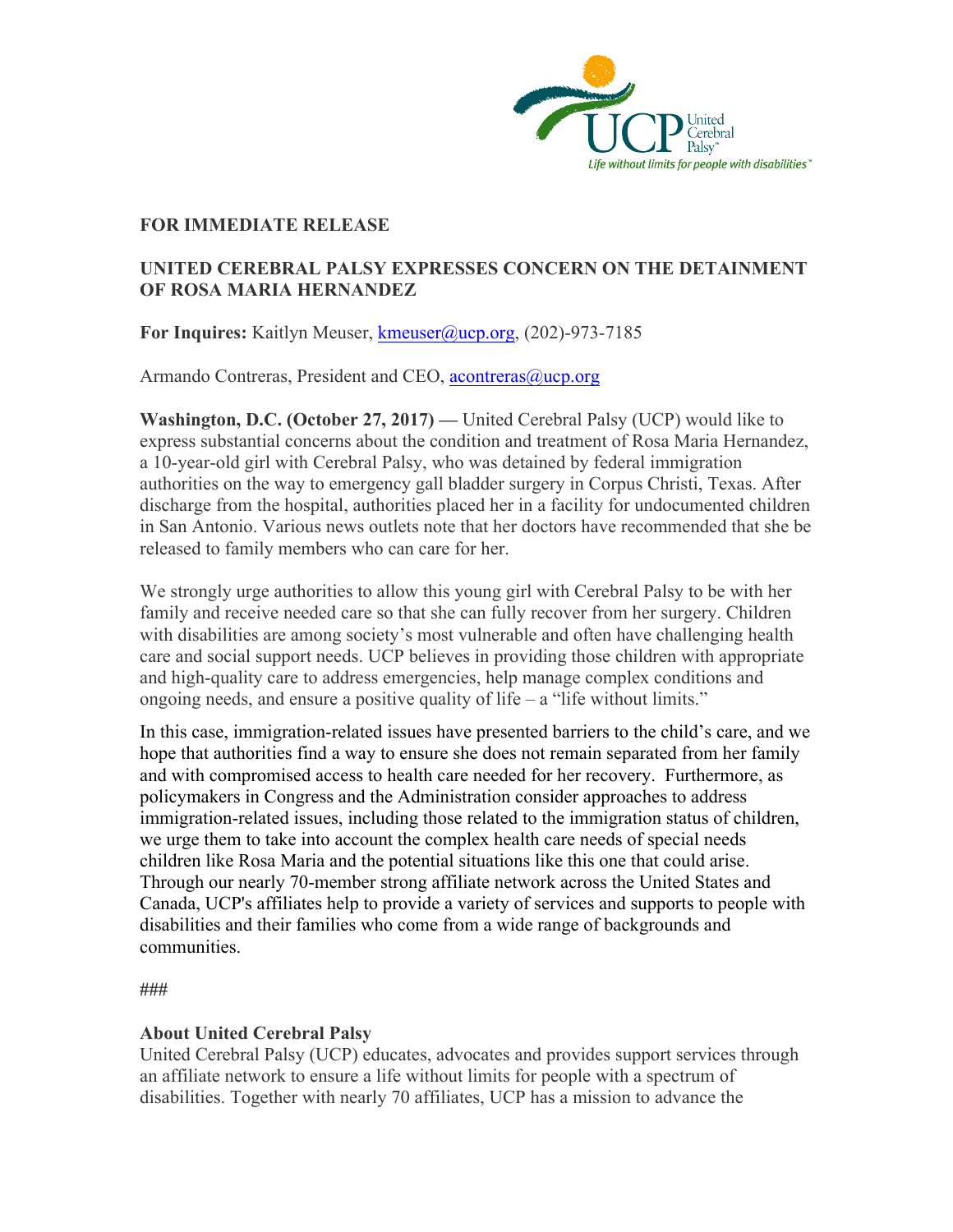United Cerebral Palsy
*Life without limits for people with disabilities™*

**FOR IMMEDIATE RELEASE**

**UNITED CEREBRAL PALSY EXPRESSES CONCERN ON THE DETAINMENT OF ROSA MARIA HERNANDEZ**

**For Inquires:** Kaitlyn Meuser, kmeuser@ucp.org, (202)-973-7185

Armando Contreras, President and CEO, acontreras@ucp.org

**Washington, D.C. (October 27, 2017) —** United Cerebral Palsy (UCP) would like to express substantial concerns about the condition and treatment of Rosa Maria Hernandez, a 10-year-old girl with Cerebral Palsy, who was detained by federal immigration authorities on the way to emergency gall bladder surgery in Corpus Christi, Texas. After discharge from the hospital, authorities placed her in a facility for undocumented children in San Antonio. Various news outlets note that her doctors have recommended that she be released to family members who can care for her.

We strongly urge authorities to allow this young girl with Cerebral Palsy to be with her family and receive needed care so that she can fully recover from her surgery. Children with disabilities are among society's most vulnerable and often have challenging health care and social support needs. UCP believes in providing those children with appropriate and high-quality care to address emergencies, help manage complex conditions and ongoing needs, and ensure a positive quality of life – a "life without limits."

In this case, immigration-related issues have presented barriers to the child's care, and we hope that authorities find a way to ensure she does not remain separated from her family and with compromised access to health care needed for her recovery. Furthermore, as policymakers in Congress and the Administration consider approaches to address immigration-related issues, including those related to the immigration status of children, we urge them to take into account the complex health care needs of special needs children like Rosa Maria and the potential situations like this one that could arise. Through our nearly 70-member strong affiliate network across the United States and Canada, UCP's affiliates help to provide a variety of services and supports to people with disabilities and their families who come from a wide range of backgrounds and communities.

###

**About United Cerebral Palsy**

United Cerebral Palsy (UCP) educates, advocates and provides support services through an affiliate network to ensure a life without limits for people with a spectrum of disabilities. Together with nearly 70 affiliates, UCP has a mission to advance the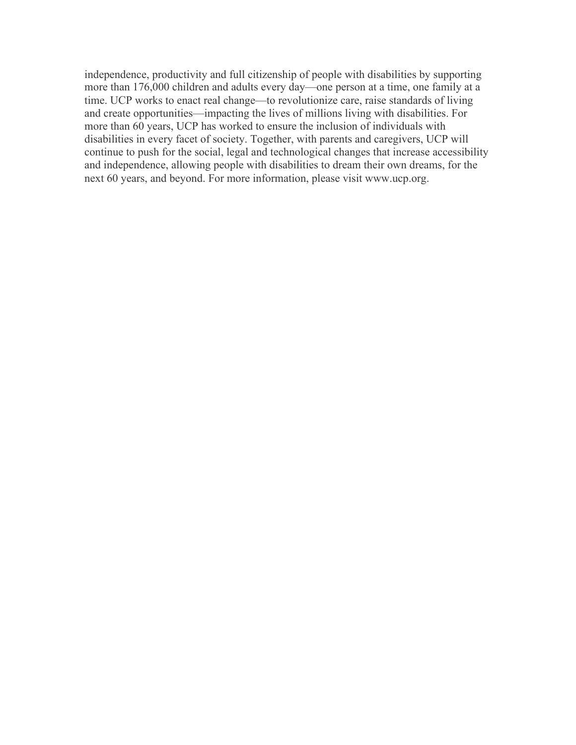independence, productivity and full citizenship of people with disabilities by supporting more than 176,000 children and adults every day—one person at a time, one family at a time. UCP works to enact real change—to revolutionize care, raise standards of living and create opportunities—impacting the lives of millions living with disabilities. For more than 60 years, UCP has worked to ensure the inclusion of individuals with disabilities in every facet of society. Together, with parents and caregivers, UCP will continue to push for the social, legal and technological changes that increase accessibility and independence, allowing people with disabilities to dream their own dreams, for the next 60 years, and beyond. For more information, please visit www.ucp.org.